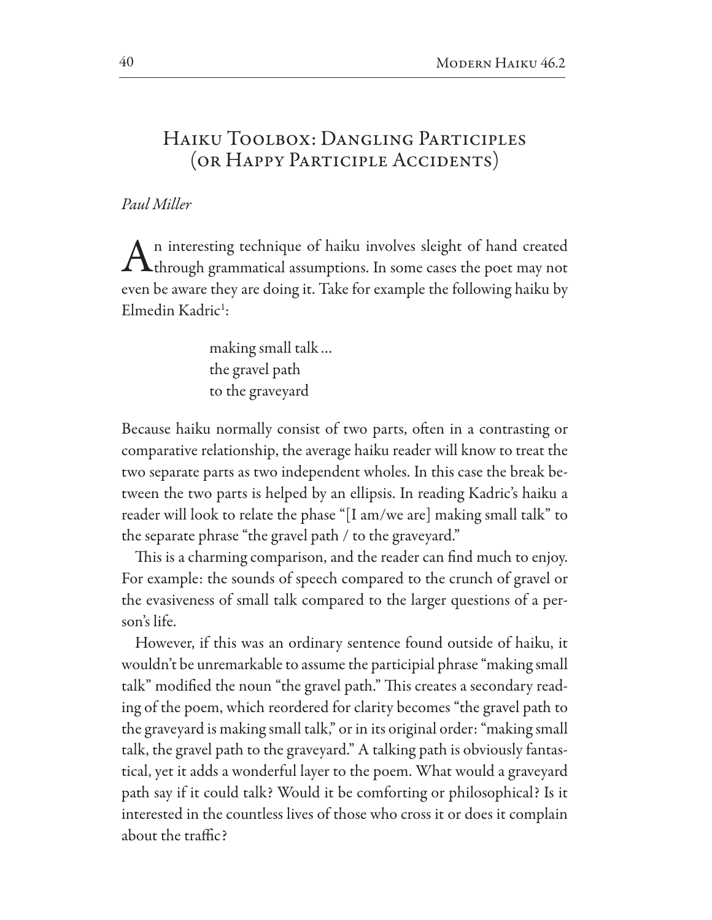# Haiku Toolbox: Dangling Participles (or Happy Participle Accidents)

*Paul Miller*

An interesting technique of haiku involves sleight of hand created through grammatical assumptions. In some cases the poet may not even be aware they are doing it. Take for example the following haiku by Elmedin Kadric[1]:

> making small talk …
> the gravel path
> to the graveyard

Because haiku normally consist of two parts, often in a contrasting or comparative relationship, the average haiku reader will know to treat the two separate parts as two independent wholes. In this case the break between the two parts is helped by an ellipsis. In reading Kadric's haiku a reader will look to relate the phase "[I am/we are] making small talk" to the separate phrase "the gravel path / to the graveyard."

This is a charming comparison, and the reader can find much to enjoy. For example: the sounds of speech compared to the crunch of gravel or the evasiveness of small talk compared to the larger questions of a person's life.

However, if this was an ordinary sentence found outside of haiku, it wouldn't be unremarkable to assume the participial phrase "making small talk" modified the noun "the gravel path." This creates a secondary reading of the poem, which reordered for clarity becomes "the gravel path to the graveyard is making small talk," or in its original order: "making small talk, the gravel path to the graveyard." A talking path is obviously fantastical, yet it adds a wonderful layer to the poem. What would a graveyard path say if it could talk? Would it be comforting or philosophical? Is it interested in the countless lives of those who cross it or does it complain about the traffic?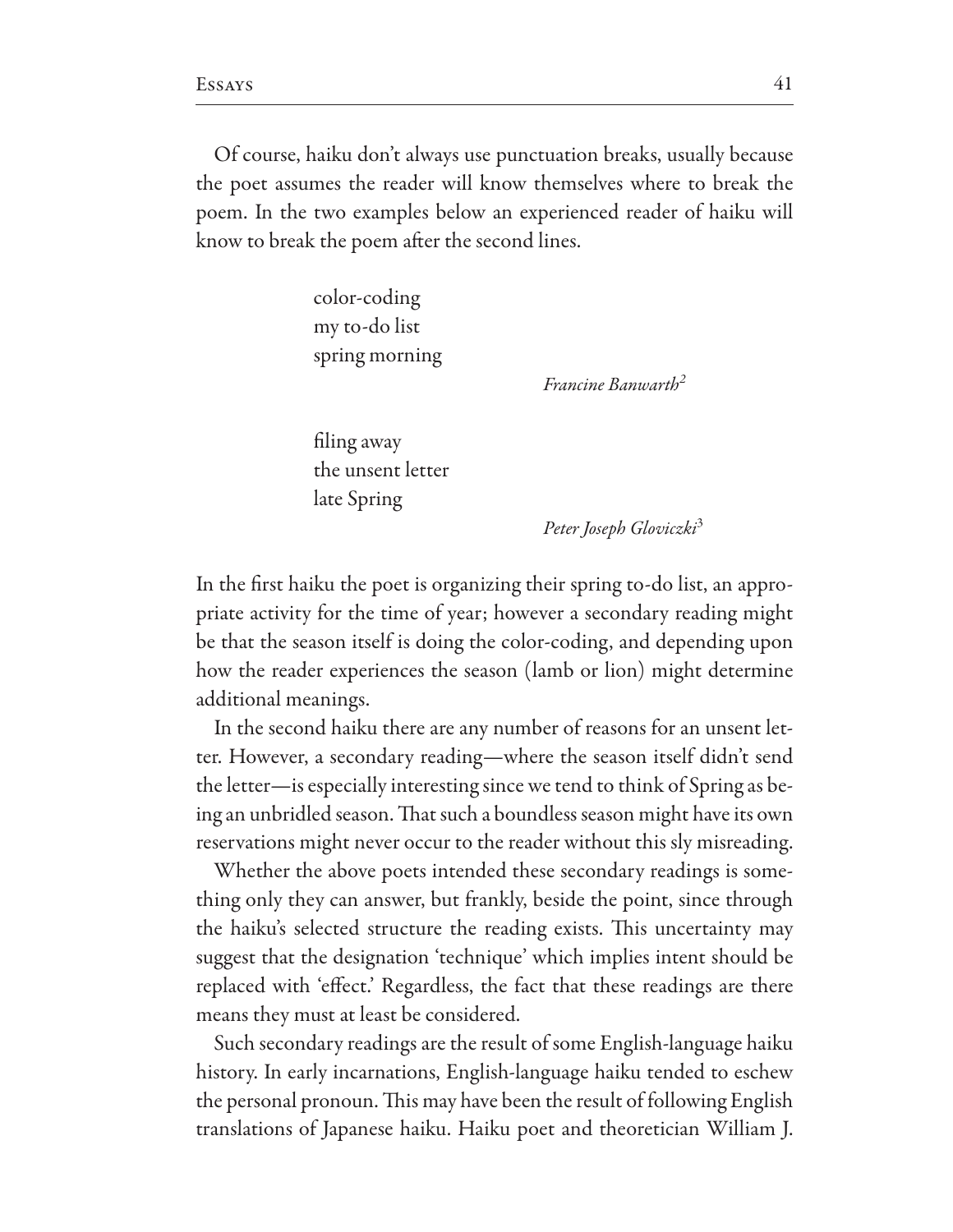Of course, haiku don't always use punctuation breaks, usually because the poet assumes the reader will know themselves where to break the poem. In the two examples below an experienced reader of haiku will know to break the poem after the second lines.

> color-coding
> my to-do list
> spring morning
>
> *Francine Banwarth*[2]

> filing away
> the unsent letter
> late Spring
>
> *Peter Joseph Gloviczki*[3]

In the first haiku the poet is organizing their spring to-do list, an appropriate activity for the time of year; however a secondary reading might be that the season itself is doing the color-coding, and depending upon how the reader experiences the season (lamb or lion) might determine additional meanings.

In the second haiku there are any number of reasons for an unsent letter. However, a secondary reading—where the season itself didn't send the letter—is especially interesting since we tend to think of Spring as being an unbridled season. That such a boundless season might have its own reservations might never occur to the reader without this sly misreading.

Whether the above poets intended these secondary readings is something only they can answer, but frankly, beside the point, since through the haiku's selected structure the reading exists. This uncertainty may suggest that the designation 'technique' which implies intent should be replaced with 'effect.' Regardless, the fact that these readings are there means they must at least be considered.

Such secondary readings are the result of some English-language haiku history. In early incarnations, English-language haiku tended to eschew the personal pronoun. This may have been the result of following English translations of Japanese haiku. Haiku poet and theoretician William J.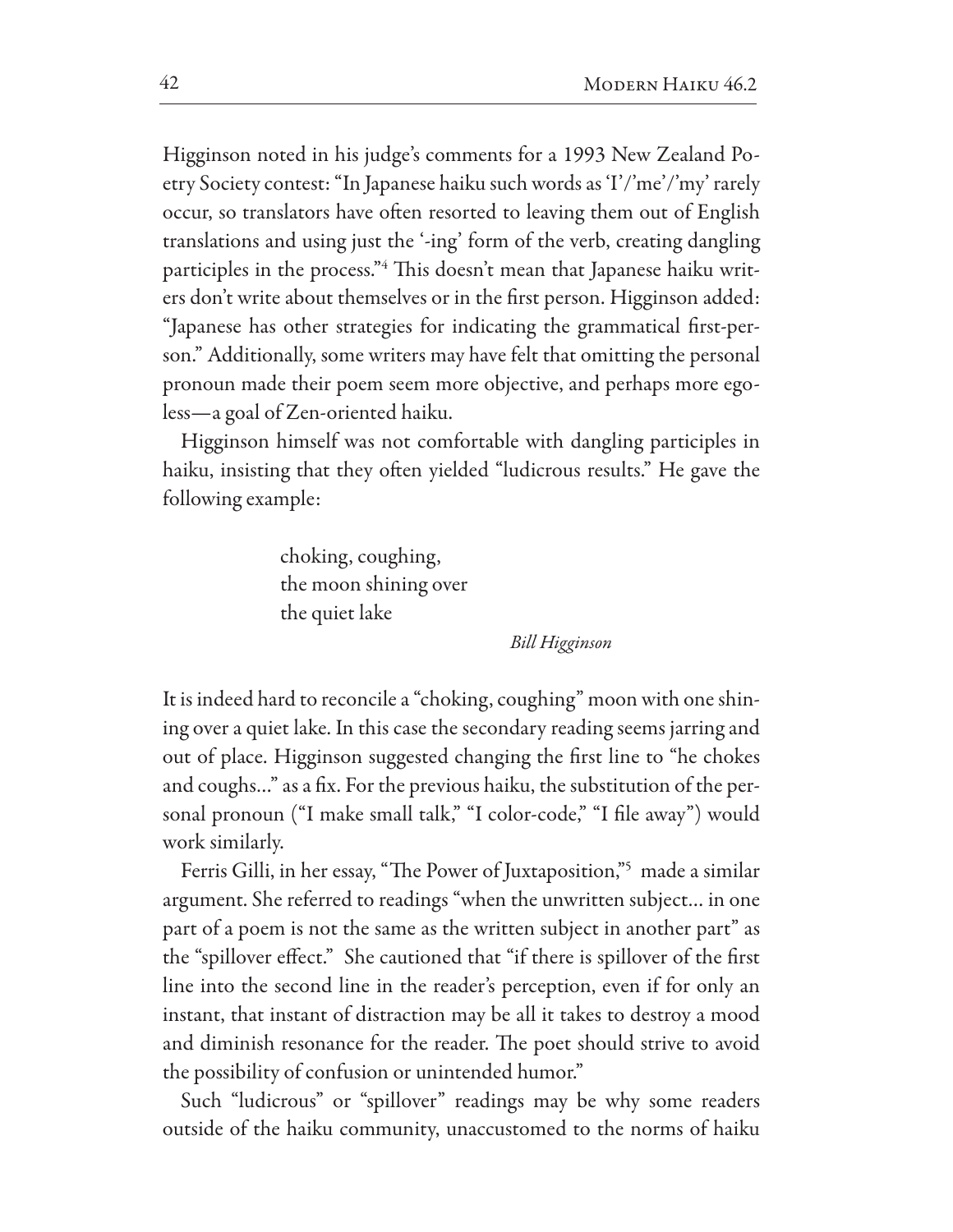Higginson noted in his judge's comments for a 1993 New Zealand Poetry Society contest: "In Japanese haiku such words as 'I'/'me'/'my' rarely occur, so translators have often resorted to leaving them out of English translations and using just the '-ing' form of the verb, creating dangling participles in the process."[4] This doesn't mean that Japanese haiku writers don't write about themselves or in the first person. Higginson added: "Japanese has other strategies for indicating the grammatical first-person." Additionally, some writers may have felt that omitting the personal pronoun made their poem seem more objective, and perhaps more egoless—a goal of Zen-oriented haiku.

Higginson himself was not comfortable with dangling participles in haiku, insisting that they often yielded "ludicrous results." He gave the following example:

> choking, coughing,
> the moon shining over
> the quiet lake
>
> *Bill Higginson*

It is indeed hard to reconcile a "choking, coughing" moon with one shining over a quiet lake. In this case the secondary reading seems jarring and out of place. Higginson suggested changing the first line to "he chokes and coughs…" as a fix. For the previous haiku, the substitution of the personal pronoun ("I make small talk," "I color-code," "I file away") would work similarly.

Ferris Gilli, in her essay, "The Power of Juxtaposition,"[5] made a similar argument. She referred to readings "when the unwritten subject… in one part of a poem is not the same as the written subject in another part" as the "spillover effect." She cautioned that "if there is spillover of the first line into the second line in the reader's perception, even if for only an instant, that instant of distraction may be all it takes to destroy a mood and diminish resonance for the reader. The poet should strive to avoid the possibility of confusion or unintended humor."

Such "ludicrous" or "spillover" readings may be why some readers outside of the haiku community, unaccustomed to the norms of haiku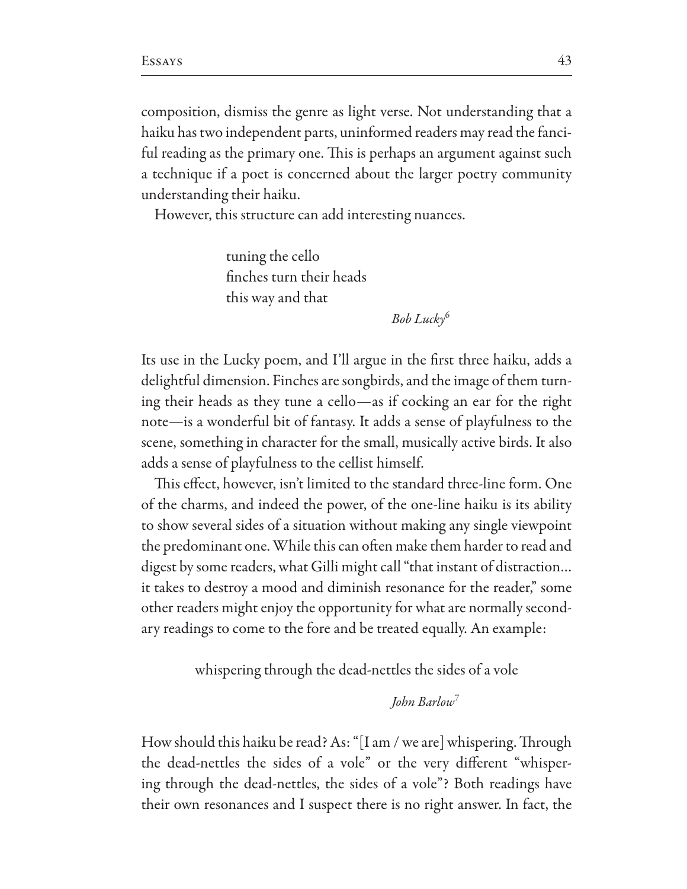composition, dismiss the genre as light verse. Not understanding that a haiku has two independent parts, uninformed readers may read the fanciful reading as the primary one. This is perhaps an argument against such a technique if a poet is concerned about the larger poetry community understanding their haiku.

However, this structure can add interesting nuances.

> tuning the cello  
> finches turn their heads  
> this way and that
>
> *Bob Lucky*[6]

Its use in the Lucky poem, and I'll argue in the first three haiku, adds a delightful dimension. Finches are songbirds, and the image of them turning their heads as they tune a cello—as if cocking an ear for the right note—is a wonderful bit of fantasy. It adds a sense of playfulness to the scene, something in character for the small, musically active birds. It also adds a sense of playfulness to the cellist himself.

This effect, however, isn't limited to the standard three-line form. One of the charms, and indeed the power, of the one-line haiku is its ability to show several sides of a situation without making any single viewpoint the predominant one. While this can often make them harder to read and digest by some readers, what Gilli might call "that instant of distraction… it takes to destroy a mood and diminish resonance for the reader," some other readers might enjoy the opportunity for what are normally secondary readings to come to the fore and be treated equally. An example:

> whispering through the dead-nettles the sides of a vole
>
> *John Barlow*[7]

How should this haiku be read? As: "[I am / we are] whispering. Through the dead-nettles the sides of a vole" or the very different "whispering through the dead-nettles, the sides of a vole"? Both readings have their own resonances and I suspect there is no right answer. In fact, the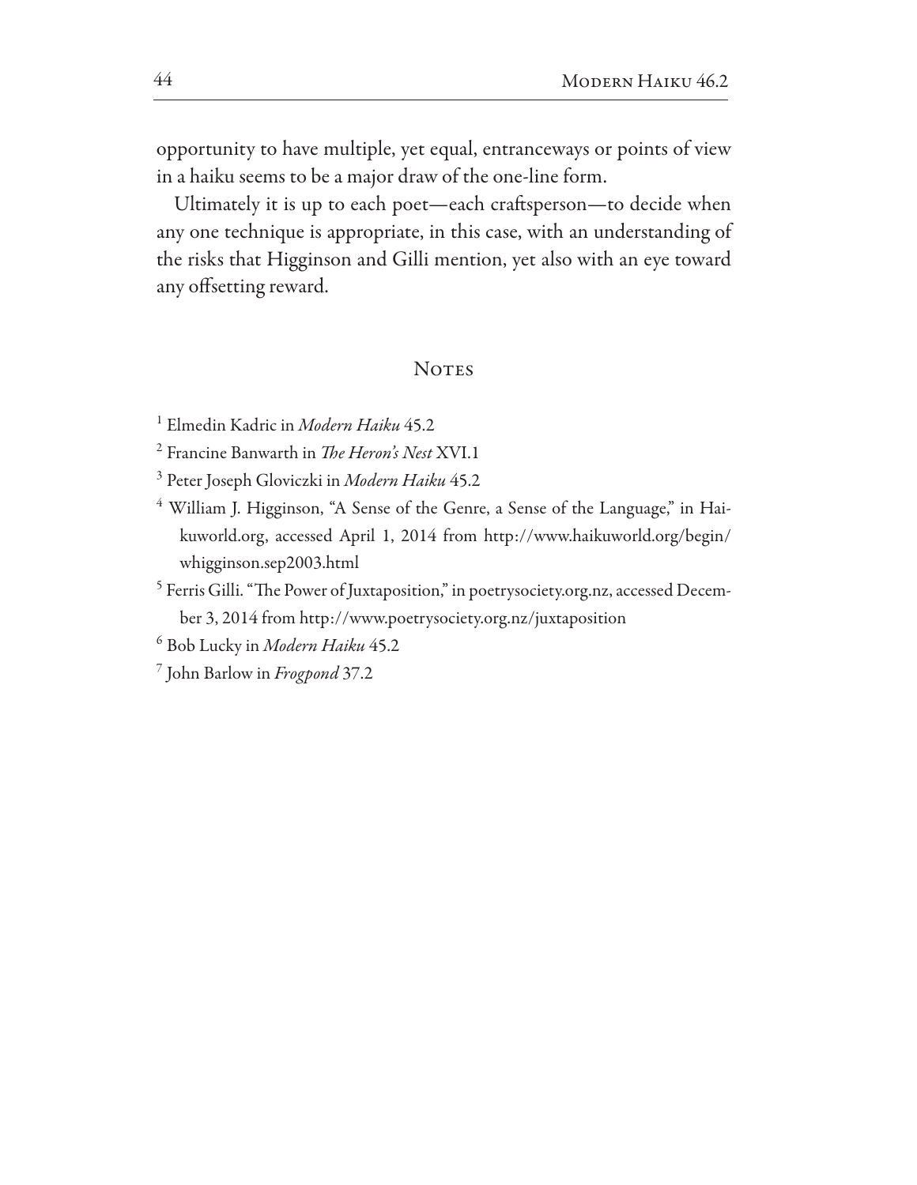opportunity to have multiple, yet equal, entranceways or points of view in a haiku seems to be a major draw of the one-line form.

Ultimately it is up to each poet—each craftsperson—to decide when any one technique is appropriate, in this case, with an understanding of the risks that Higginson and Gilli mention, yet also with an eye toward any offsetting reward.

## Notes

[1] Elmedin Kadric in *Modern Haiku* 45.2

[2] Francine Banwarth in *The Heron's Nest* XVI.1

[3] Peter Joseph Gloviczki in *Modern Haiku* 45.2

[4] William J. Higginson, "A Sense of the Genre, a Sense of the Language," in Haikuworld.org, accessed April 1, 2014 from http://www.haikuworld.org/begin/whigginson.sep2003.html

[5] Ferris Gilli. "The Power of Juxtaposition," in poetrysociety.org.nz, accessed December 3, 2014 from http://www.poetrysociety.org.nz/juxtaposition

[6] Bob Lucky in *Modern Haiku* 45.2

[7] John Barlow in *Frogpond* 37.2